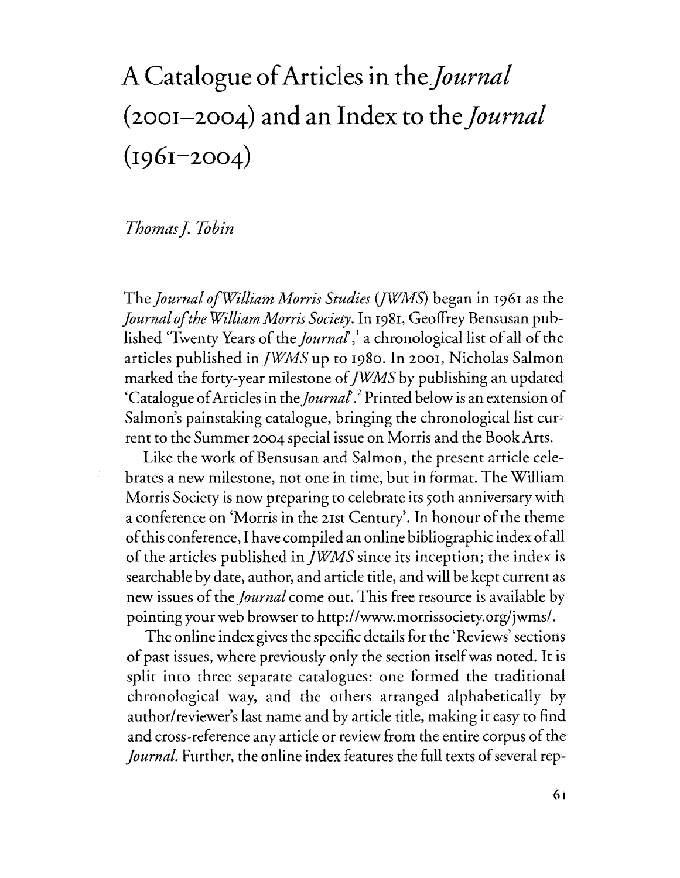# A Catalogue of Articles in the *Journal* (2001–2004) and an Index to the *Journal* (1961–2004)

*Thomas J. Tobin*

The *Journal of William Morris Studies* (*JWMS*) began in 1961 as the *Journal of the William Morris Society*. In 1981, Geoffrey Bensusan published 'Twenty Years of the *Journal*',[1] a chronological list of all of the articles published in *JWMS* up to 1980. In 2001, Nicholas Salmon marked the forty-year milestone of *JWMS* by publishing an updated 'Catalogue of Articles in the *Journal*'.[2] Printed below is an extension of Salmon's painstaking catalogue, bringing the chronological list current to the Summer 2004 special issue on Morris and the Book Arts.

Like the work of Bensusan and Salmon, the present article celebrates a new milestone, not one in time, but in format. The William Morris Society is now preparing to celebrate its 50th anniversary with a conference on 'Morris in the 21st Century'. In honour of the theme of this conference, I have compiled an online bibliographic index of all of the articles published in *JWMS* since its inception; the index is searchable by date, author, and article title, and will be kept current as new issues of the *Journal* come out. This free resource is available by pointing your web browser to http://www.morrissociety.org/jwms/.

The online index gives the specific details for the 'Reviews' sections of past issues, where previously only the section itself was noted. It is split into three separate catalogues: one formed the traditional chronological way, and the others arranged alphabetically by author/reviewer's last name and by article title, making it easy to find and cross-reference any article or review from the entire corpus of the *Journal*. Further, the online index features the full texts of several rep-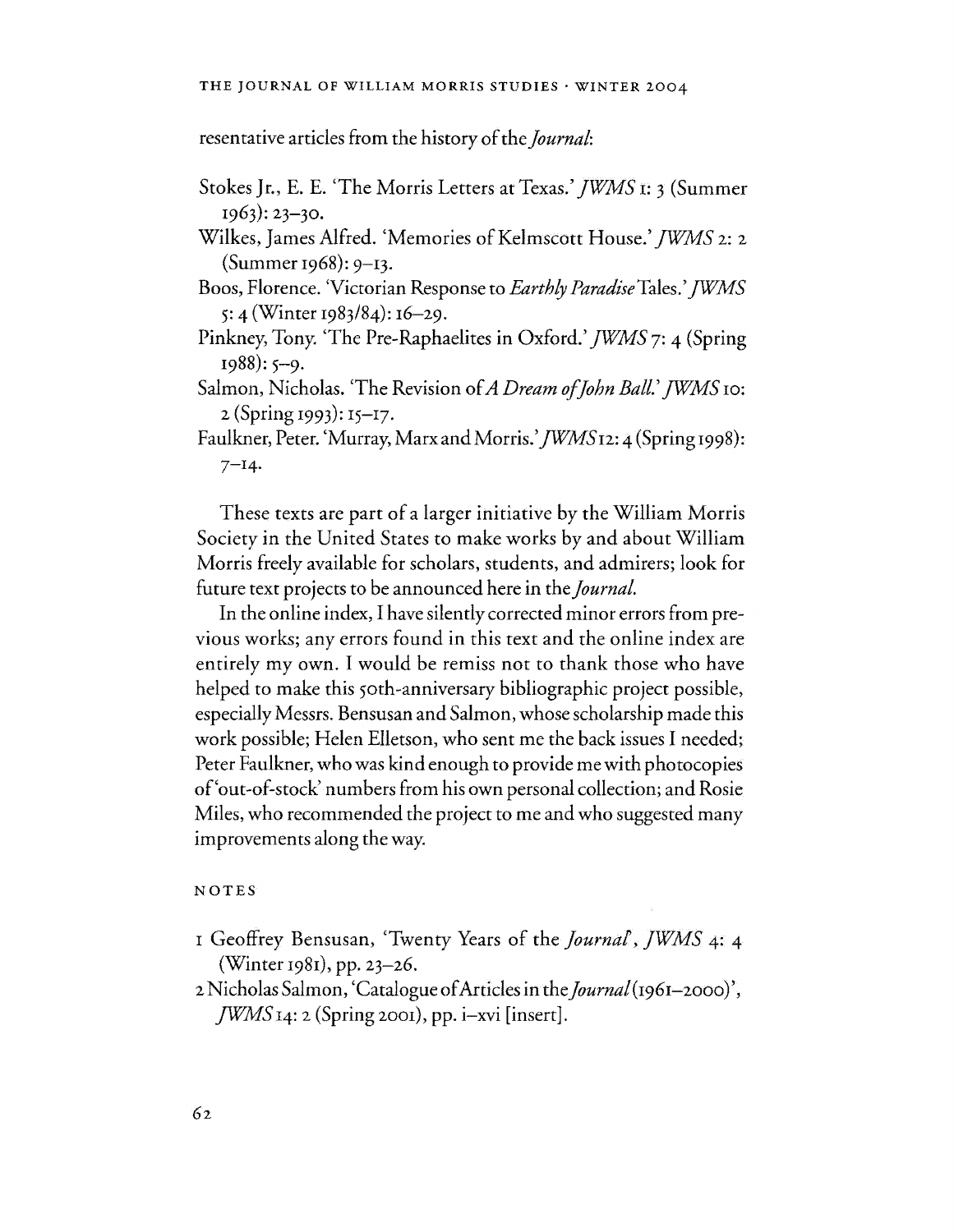resentative articles from the history of the *Journal*:

- Stokes Jr., E. E. 'The Morris Letters at Texas.' *JWMS* 1: 3 (Summer 1963): 23–30.
- Wilkes, James Alfred. 'Memories of Kelmscott House.' *JWMS* 2: 2 (Summer 1968): 9–13.
- Boos, Florence. 'Victorian Response to *Earthly Paradise* Tales.' *JWMS* 5: 4 (Winter 1983/84): 16–29.
- Pinkney, Tony. 'The Pre-Raphaelites in Oxford.' *JWMS* 7: 4 (Spring 1988): 5–9.
- Salmon, Nicholas. 'The Revision of *A Dream of John Ball*.' *JWMS* 10: 2 (Spring 1993): 15–17.
- Faulkner, Peter. 'Murray, Marx and Morris.' *JWMS* 12: 4 (Spring 1998): 7–14.

These texts are part of a larger initiative by the William Morris Society in the United States to make works by and about William Morris freely available for scholars, students, and admirers; look for future text projects to be announced here in the *Journal*.

In the online index, I have silently corrected minor errors from previous works; any errors found in this text and the online index are entirely my own. I would be remiss not to thank those who have helped to make this 50th-anniversary bibliographic project possible, especially Messrs. Bensusan and Salmon, whose scholarship made this work possible; Helen Elletson, who sent me the back issues I needed; Peter Faulkner, who was kind enough to provide me with photocopies of 'out-of-stock' numbers from his own personal collection; and Rosie Miles, who recommended the project to me and who suggested many improvements along the way.

## NOTES

1 Geoffrey Bensusan, 'Twenty Years of the *Journal*', *JWMS* 4: 4 (Winter 1981), pp. 23–26.

2 Nicholas Salmon, 'Catalogue of Articles in the *Journal* (1961–2000)', *JWMS* 14: 2 (Spring 2001), pp. i–xvi [insert].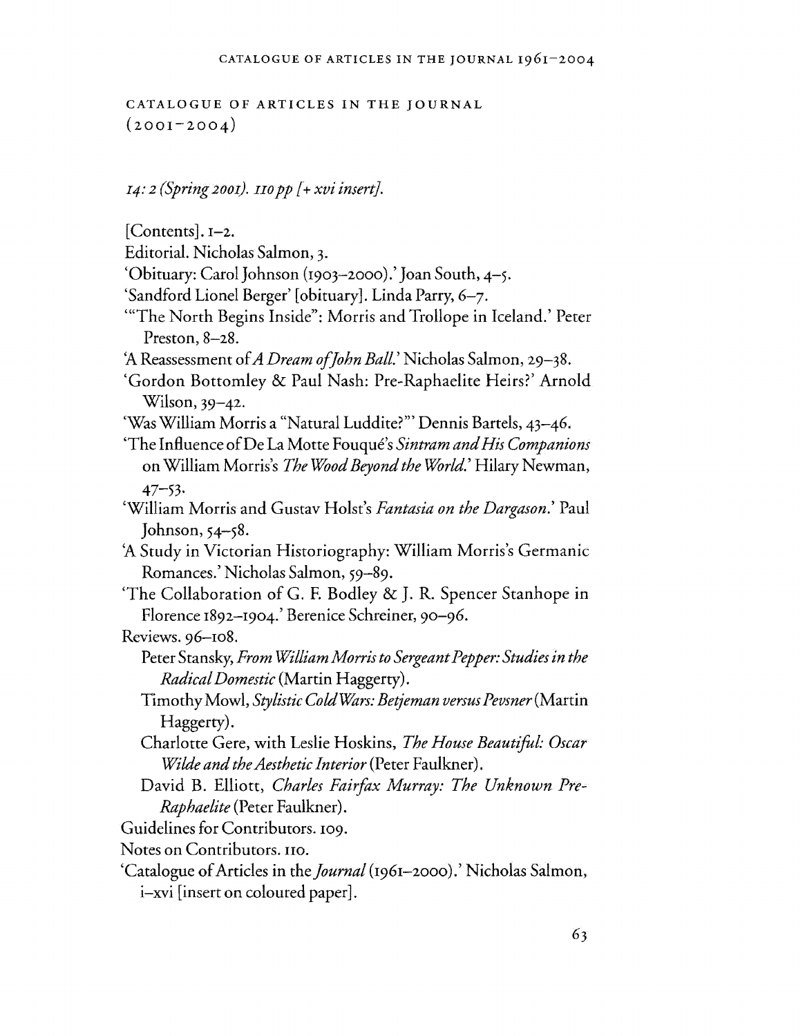## CATALOGUE OF ARTICLES IN THE JOURNAL (2001–2004)

*14: 2 (Spring 2001). 110 pp [+ xvi insert].*

[Contents]. 1–2.

Editorial. Nicholas Salmon, 3.

'Obituary: Carol Johnson (1903–2000).' Joan South, 4–5.

'Sandford Lionel Berger' [obituary]. Linda Parry, 6–7.

'"The North Begins Inside": Morris and Trollope in Iceland.' Peter Preston, 8–28.

'A Reassessment of *A Dream of John Ball*.' Nicholas Salmon, 29–38.

'Gordon Bottomley & Paul Nash: Pre-Raphaelite Heirs?' Arnold Wilson, 39–42.

'Was William Morris a "Natural Luddite?"' Dennis Bartels, 43–46.

'The Influence of De La Motte Fouqué's *Sintram and His Companions* on William Morris's *The Wood Beyond the World*.' Hilary Newman, 47–53.

'William Morris and Gustav Holst's *Fantasia on the Dargason*.' Paul Johnson, 54–58.

'A Study in Victorian Historiography: William Morris's Germanic Romances.' Nicholas Salmon, 59–89.

'The Collaboration of G. F. Bodley & J. R. Spencer Stanhope in Florence 1892–1904.' Berenice Schreiner, 90–96.

Reviews. 96–108.

- Peter Stansky, *From William Morris to Sergeant Pepper: Studies in the Radical Domestic* (Martin Haggerty).
- Timothy Mowl, *Stylistic Cold Wars: Betjeman versus Pevsner* (Martin Haggerty).
- Charlotte Gere, with Leslie Hoskins, *The House Beautiful: Oscar Wilde and the Aesthetic Interior* (Peter Faulkner).
- David B. Elliott, *Charles Fairfax Murray: The Unknown Pre-Raphaelite* (Peter Faulkner).

Guidelines for Contributors. 109.

Notes on Contributors. 110.

'Catalogue of Articles in the *Journal* (1961–2000).' Nicholas Salmon, i–xvi [insert on coloured paper].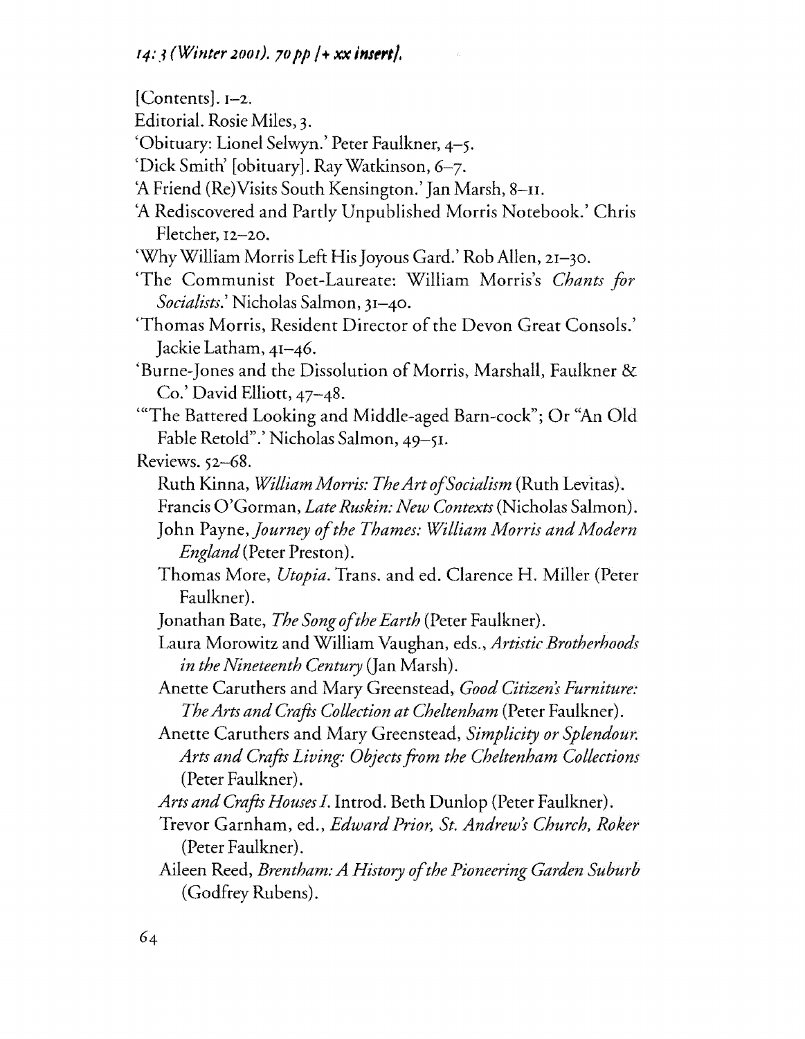*14: 3 (Winter 2001). 70 pp [+ xx insert].*

[Contents]. 1–2.

Editorial. Rosie Miles, 3.

'Obituary: Lionel Selwyn.' Peter Faulkner, 4–5.

'Dick Smith' [obituary]. Ray Watkinson, 6–7.

'A Friend (Re)Visits South Kensington.' Jan Marsh, 8–11.

'A Rediscovered and Partly Unpublished Morris Notebook.' Chris Fletcher, 12–20.

'Why William Morris Left His Joyous Gard.' Rob Allen, 21–30.

'The Communist Poet-Laureate: William Morris's *Chants for Socialists*.' Nicholas Salmon, 31–40.

'Thomas Morris, Resident Director of the Devon Great Consols.' Jackie Latham, 41–46.

'Burne-Jones and the Dissolution of Morris, Marshall, Faulkner & Co.' David Elliott, 47–48.

'"The Battered Looking and Middle-aged Barn-cock"; Or "An Old Fable Retold".' Nicholas Salmon, 49–51.

Reviews. 52–68.

Ruth Kinna, *William Morris: The Art of Socialism* (Ruth Levitas).

Francis O'Gorman, *Late Ruskin: New Contexts* (Nicholas Salmon).

John Payne, *Journey of the Thames: William Morris and Modern England* (Peter Preston).

Thomas More, *Utopia*. Trans. and ed. Clarence H. Miller (Peter Faulkner).

Jonathan Bate, *The Song of the Earth* (Peter Faulkner).

Laura Morowitz and William Vaughan, eds., *Artistic Brotherhoods in the Nineteenth Century* (Jan Marsh).

Anette Caruthers and Mary Greenstead, *Good Citizen's Furniture: The Arts and Crafts Collection at Cheltenham* (Peter Faulkner).

Anette Caruthers and Mary Greenstead, *Simplicity or Splendour. Arts and Crafts Living: Objects from the Cheltenham Collections* (Peter Faulkner).

*Arts and Crafts Houses I*. Introd. Beth Dunlop (Peter Faulkner).

Trevor Garnham, ed., *Edward Prior, St. Andrew's Church, Roker* (Peter Faulkner).

Aileen Reed, *Brentham: A History of the Pioneering Garden Suburb* (Godfrey Rubens).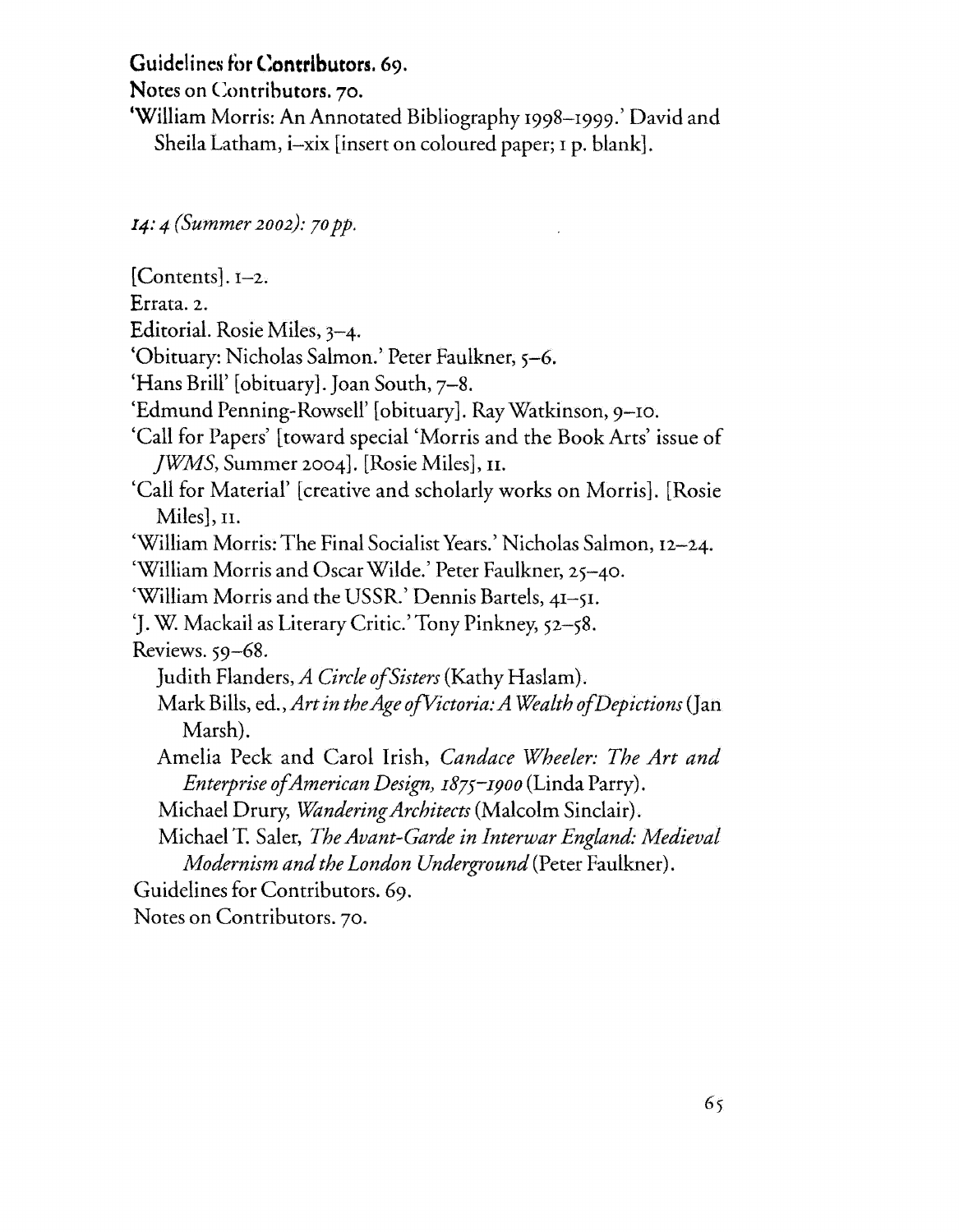**Guidelines for Contributors.** 69.

**Notes on Contributors.** 70.

'William Morris: An Annotated Bibliography 1998–1999.' David and Sheila Latham, i–xix [insert on coloured paper; 1 p. blank].

*14: 4 (Summer 2002): 70 pp.*

[Contents]. 1–2.

Errata. 2.

Editorial. Rosie Miles, 3–4.

'Obituary: Nicholas Salmon.' Peter Faulkner, 5–6.

'Hans Brill' [obituary]. Joan South, 7–8.

'Edmund Penning-Rowsell' [obituary]. Ray Watkinson, 9–10.

'Call for Papers' [toward special 'Morris and the Book Arts' issue of *JWMS*, Summer 2004]. [Rosie Miles], 11.

'Call for Material' [creative and scholarly works on Morris]. [Rosie Miles], 11.

'William Morris: The Final Socialist Years.' Nicholas Salmon, 12–24.

'William Morris and Oscar Wilde.' Peter Faulkner, 25–40.

'William Morris and the USSR.' Dennis Bartels, 41–51.

'J. W. Mackail as Literary Critic.' Tony Pinkney, 52–58.

Reviews. 59–68.

- Judith Flanders, *A Circle of Sisters* (Kathy Haslam).
- Mark Bills, ed., *Art in the Age of Victoria: A Wealth of Depictions* (Jan Marsh).
- Amelia Peck and Carol Irish, *Candace Wheeler: The Art and Enterprise of American Design, 1875–1900* (Linda Parry).
- Michael Drury, *Wandering Architects* (Malcolm Sinclair).
- Michael T. Saler, *The Avant-Garde in Interwar England: Medieval Modernism and the London Underground* (Peter Faulkner).

Guidelines for Contributors. 69.

Notes on Contributors. 70.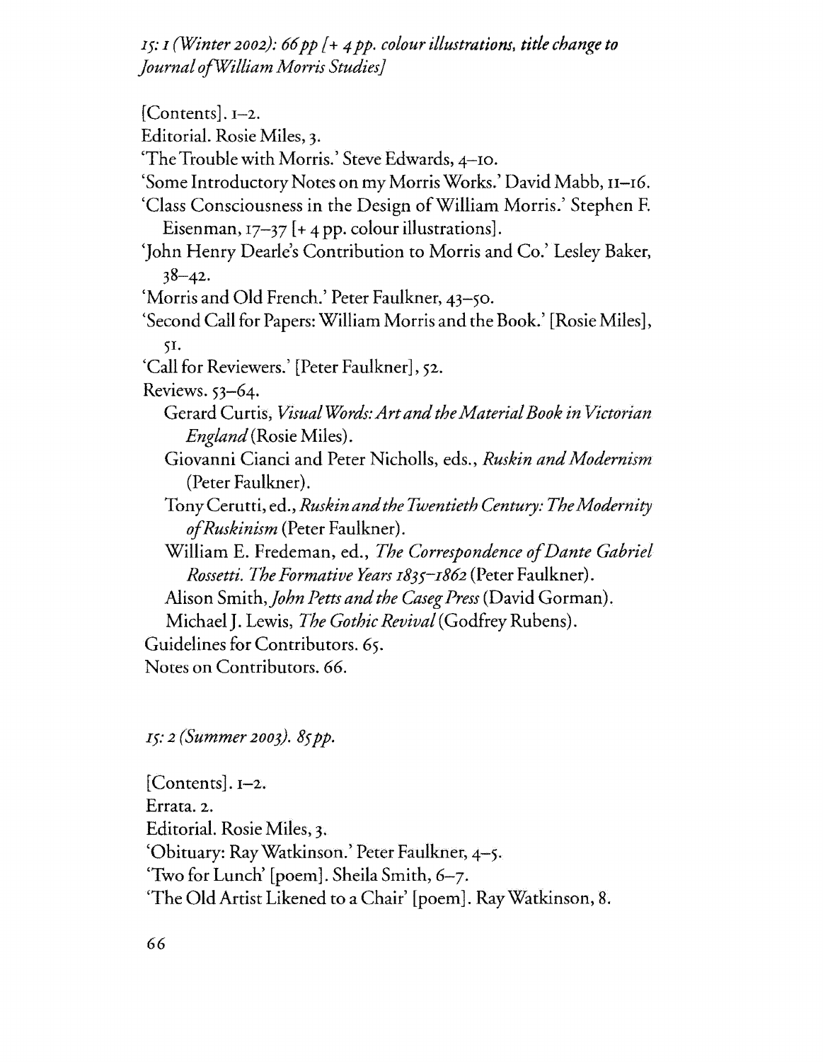*15: 1 (Winter 2002): 66pp [+ 4 pp. colour illustrations, title change to Journal of William Morris Studies]*

[Contents]. 1–2.

Editorial. Rosie Miles, 3.

'The Trouble with Morris.' Steve Edwards, 4–10.

'Some Introductory Notes on my Morris Works.' David Mabb, 11–16.

'Class Consciousness in the Design of William Morris.' Stephen F. Eisenman, 17–37 [+ 4 pp. colour illustrations].

'John Henry Dearle's Contribution to Morris and Co.' Lesley Baker, 38–42.

'Morris and Old French.' Peter Faulkner, 43–50.

'Second Call for Papers: William Morris and the Book.' [Rosie Miles], 51.

'Call for Reviewers.' [Peter Faulkner], 52.

Reviews. 53–64.

- Gerard Curtis, *Visual Words: Art and the Material Book in Victorian England* (Rosie Miles).
- Giovanni Cianci and Peter Nicholls, eds., *Ruskin and Modernism* (Peter Faulkner).
- Tony Cerutti, ed., *Ruskin and the Twentieth Century: The Modernity of Ruskinism* (Peter Faulkner).
- William E. Fredeman, ed., *The Correspondence of Dante Gabriel Rossetti. The Formative Years 1835–1862* (Peter Faulkner).
- Alison Smith, *John Petts and the Caseg Press* (David Gorman).
- Michael J. Lewis, *The Gothic Revival* (Godfrey Rubens).

Guidelines for Contributors. 65.

Notes on Contributors. 66.

*15: 2 (Summer 2003). 85pp.*

[Contents]. 1–2.

Errata. 2.

Editorial. Rosie Miles, 3.

'Obituary: Ray Watkinson.' Peter Faulkner, 4–5.

'Two for Lunch' [poem]. Sheila Smith, 6–7.

'The Old Artist Likened to a Chair' [poem]. Ray Watkinson, 8.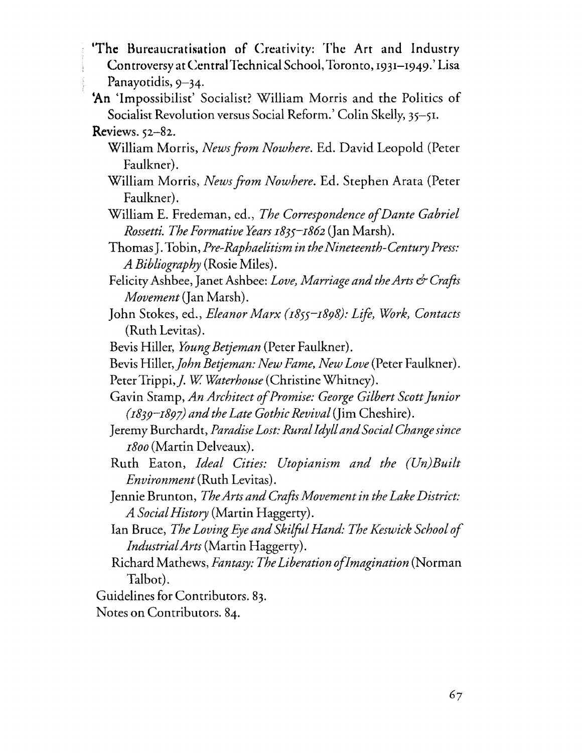'The Bureaucratisation of Creativity: The Art and Industry Controversy at Central Technical School, Toronto, 1931–1949.' Lisa Panayotidis, 9–34.

'An 'Impossibilist' Socialist? William Morris and the Politics of Socialist Revolution versus Social Reform.' Colin Skelly, 35–51.

**Reviews.** 52–82.

- William Morris, *News from Nowhere*. Ed. David Leopold (Peter Faulkner).
- William Morris, *News from Nowhere*. Ed. Stephen Arata (Peter Faulkner).
- William E. Fredeman, ed., *The Correspondence of Dante Gabriel Rossetti. The Formative Years 1835–1862* (Jan Marsh).
- Thomas J. Tobin, *Pre-Raphaelitism in the Nineteenth-Century Press: A Bibliography* (Rosie Miles).
- Felicity Ashbee, Janet Ashbee: *Love, Marriage and the Arts & Crafts Movement* (Jan Marsh).
- John Stokes, ed., *Eleanor Marx (1855–1898): Life, Work, Contacts* (Ruth Levitas).
- Bevis Hiller, *Young Betjeman* (Peter Faulkner).
- Bevis Hiller, *John Betjeman: New Fame, New Love* (Peter Faulkner).
- Peter Trippi, *J. W. Waterhouse* (Christine Whitney).
- Gavin Stamp, *An Architect of Promise: George Gilbert Scott Junior (1839–1897) and the Late Gothic Revival* (Jim Cheshire).
- Jeremy Burchardt, *Paradise Lost: Rural Idyll and Social Change since 1800* (Martin Delveaux).
- Ruth Eaton, *Ideal Cities: Utopianism and the (Un)Built Environment* (Ruth Levitas).
- Jennie Brunton, *The Arts and Crafts Movement in the Lake District: A Social History* (Martin Haggerty).
- Ian Bruce, *The Loving Eye and Skilful Hand: The Keswick School of Industrial Arts* (Martin Haggerty).
- Richard Mathews, *Fantasy: The Liberation of Imagination* (Norman Talbot).

Guidelines for Contributors. 83.

Notes on Contributors. 84.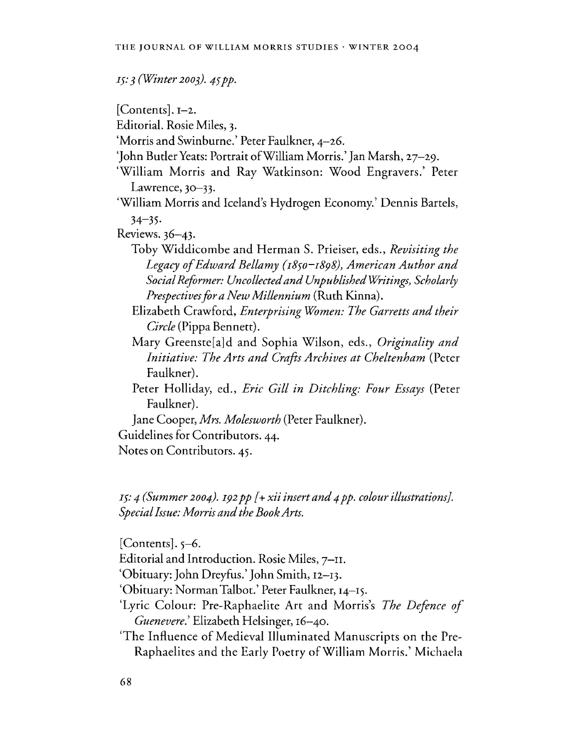*15: 3 (Winter 2003). 45 pp.*

[Contents]. 1–2.

Editorial. Rosie Miles, 3.

'Morris and Swinburne.' Peter Faulkner, 4–26.

'John Butler Yeats: Portrait of William Morris.' Jan Marsh, 27–29.

'William Morris and Ray Watkinson: Wood Engravers.' Peter Lawrence, 30–33.

'William Morris and Iceland's Hydrogen Economy.' Dennis Bartels, 34–35.

Reviews. 36–43.

Toby Widdicombe and Herman S. Prieiser, eds., *Revisiting the Legacy of Edward Bellamy (1850–1898), American Author and Social Reformer: Uncollected and Unpublished Writings, Scholarly Prespectives for a New Millennium* (Ruth Kinna).

Elizabeth Crawford, *Enterprising Women: The Garretts and their Circle* (Pippa Bennett).

Mary Greenste[a]d and Sophia Wilson, eds., *Originality and Initiative: The Arts and Crafts Archives at Cheltenham* (Peter Faulkner).

Peter Holliday, ed., *Eric Gill in Ditchling: Four Essays* (Peter Faulkner).

Jane Cooper, *Mrs. Molesworth* (Peter Faulkner).

Guidelines for Contributors. 44.

Notes on Contributors. 45.

*15: 4 (Summer 2004). 192 pp [+ xii insert and 4 pp. colour illustrations]. Special Issue: Morris and the Book Arts.*

[Contents]. 5–6.

Editorial and Introduction. Rosie Miles, 7–11.

'Obituary: John Dreyfus.' John Smith, 12–13.

'Obituary: Norman Talbot.' Peter Faulkner, 14–15.

'Lyric Colour: Pre-Raphaelite Art and Morris's *The Defence of Guenevere*.' Elizabeth Helsinger, 16–40.

'The Influence of Medieval Illuminated Manuscripts on the Pre-Raphaelites and the Early Poetry of William Morris.' Michaela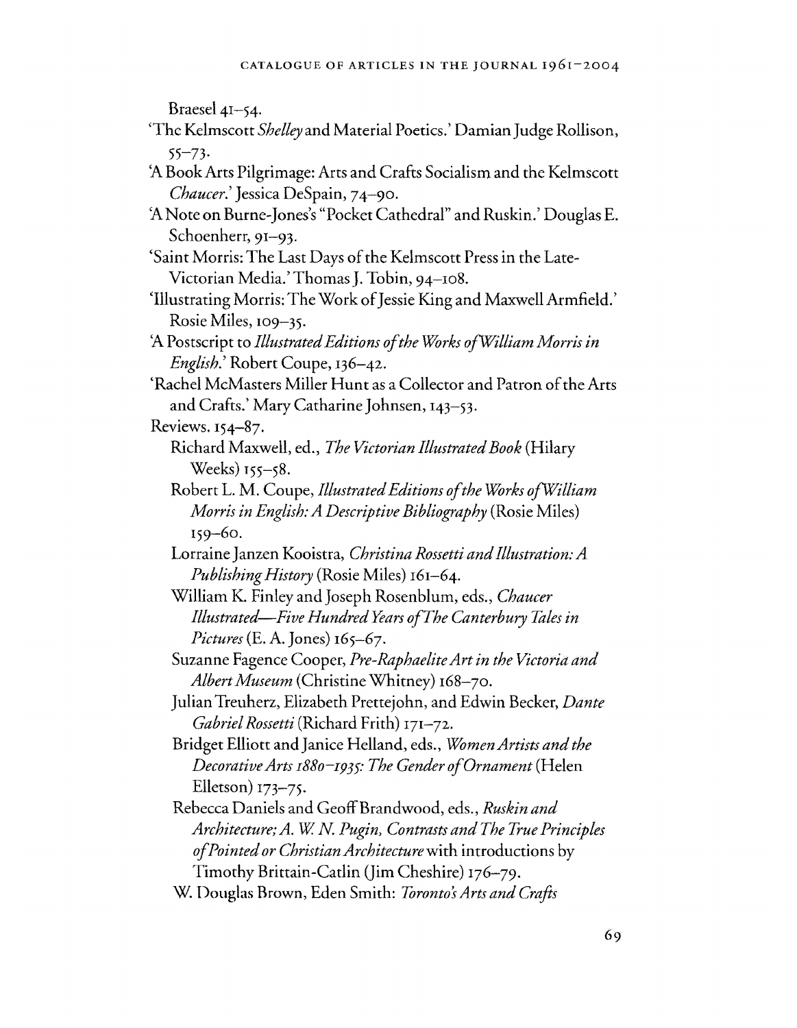Braesel 41–54.

'The Kelmscott *Shelley* and Material Poetics.' Damian Judge Rollison, 55–73.

'A Book Arts Pilgrimage: Arts and Crafts Socialism and the Kelmscott *Chaucer*.' Jessica DeSpain, 74–90.

'A Note on Burne-Jones's "Pocket Cathedral" and Ruskin.' Douglas E. Schoenherr, 91–93.

'Saint Morris: The Last Days of the Kelmscott Press in the Late-Victorian Media.' Thomas J. Tobin, 94–108.

'Illustrating Morris: The Work of Jessie King and Maxwell Armfield.' Rosie Miles, 109–35.

'A Postscript to *Illustrated Editions of the Works of William Morris in English*.' Robert Coupe, 136–42.

'Rachel McMasters Miller Hunt as a Collector and Patron of the Arts and Crafts.' Mary Catharine Johnsen, 143–53.

Reviews. 154–87.

- Richard Maxwell, ed., *The Victorian Illustrated Book* (Hilary Weeks) 155–58.
- Robert L. M. Coupe, *Illustrated Editions of the Works of William Morris in English: A Descriptive Bibliography* (Rosie Miles) 159–60.
- Lorraine Janzen Kooistra, *Christina Rossetti and Illustration: A Publishing History* (Rosie Miles) 161–64.
- William K. Finley and Joseph Rosenblum, eds., *Chaucer Illustrated—Five Hundred Years of The Canterbury Tales in Pictures* (E. A. Jones) 165–67.
- Suzanne Fagence Cooper, *Pre-Raphaelite Art in the Victoria and Albert Museum* (Christine Whitney) 168–70.
- Julian Treuherz, Elizabeth Prettejohn, and Edwin Becker, *Dante Gabriel Rossetti* (Richard Frith) 171–72.
- Bridget Elliott and Janice Helland, eds., *Women Artists and the Decorative Arts 1880–1935: The Gender of Ornament* (Helen Elletson) 173–75.
- Rebecca Daniels and Geoff Brandwood, eds., *Ruskin and Architecture; A. W. N. Pugin, Contrasts and The True Principles of Pointed or Christian Architecture* with introductions by Timothy Brittain-Catlin (Jim Cheshire) 176–79.
- W. Douglas Brown, Eden Smith: *Toronto's Arts and Crafts*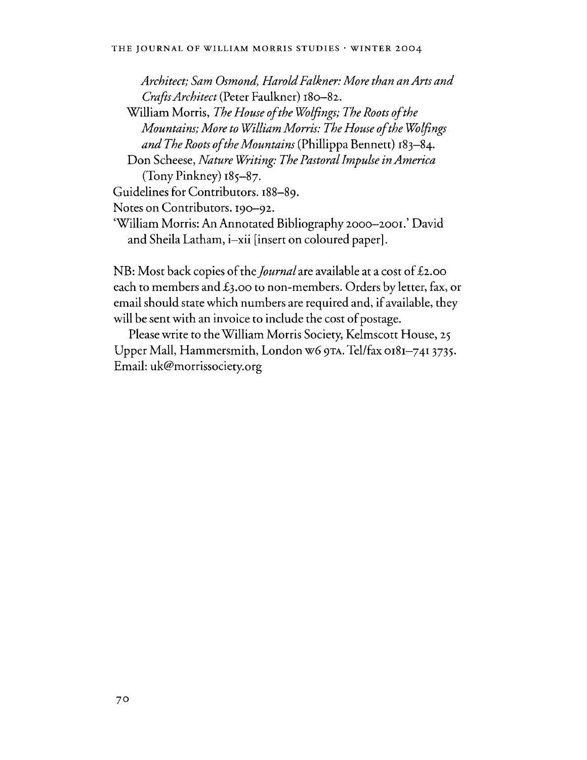*Architect; Sam Osmond, Harold Falkner: More than an Arts and Crafts Architect* (Peter Faulkner) 180–82.

William Morris, *The House of the Wolfings; The Roots of the Mountains; More to William Morris: The House of the Wolfings and The Roots of the Mountains* (Phillippa Bennett) 183–84.

Don Scheese, *Nature Writing: The Pastoral Impulse in America* (Tony Pinkney) 185–87.

Guidelines for Contributors. 188–89.

Notes on Contributors. 190–92.

'William Morris: An Annotated Bibliography 2000–2001.' David and Sheila Latham, i–xii [insert on coloured paper].

NB: Most back copies of the *Journal* are available at a cost of £2.00 each to members and £3.00 to non-members. Orders by letter, fax, or email should state which numbers are required and, if available, they will be sent with an invoice to include the cost of postage.

Please write to the William Morris Society, Kelmscott House, 25 Upper Mall, Hammersmith, London W6 9TA. Tel/fax 0181–741 3735. Email: uk@morrissociety.org